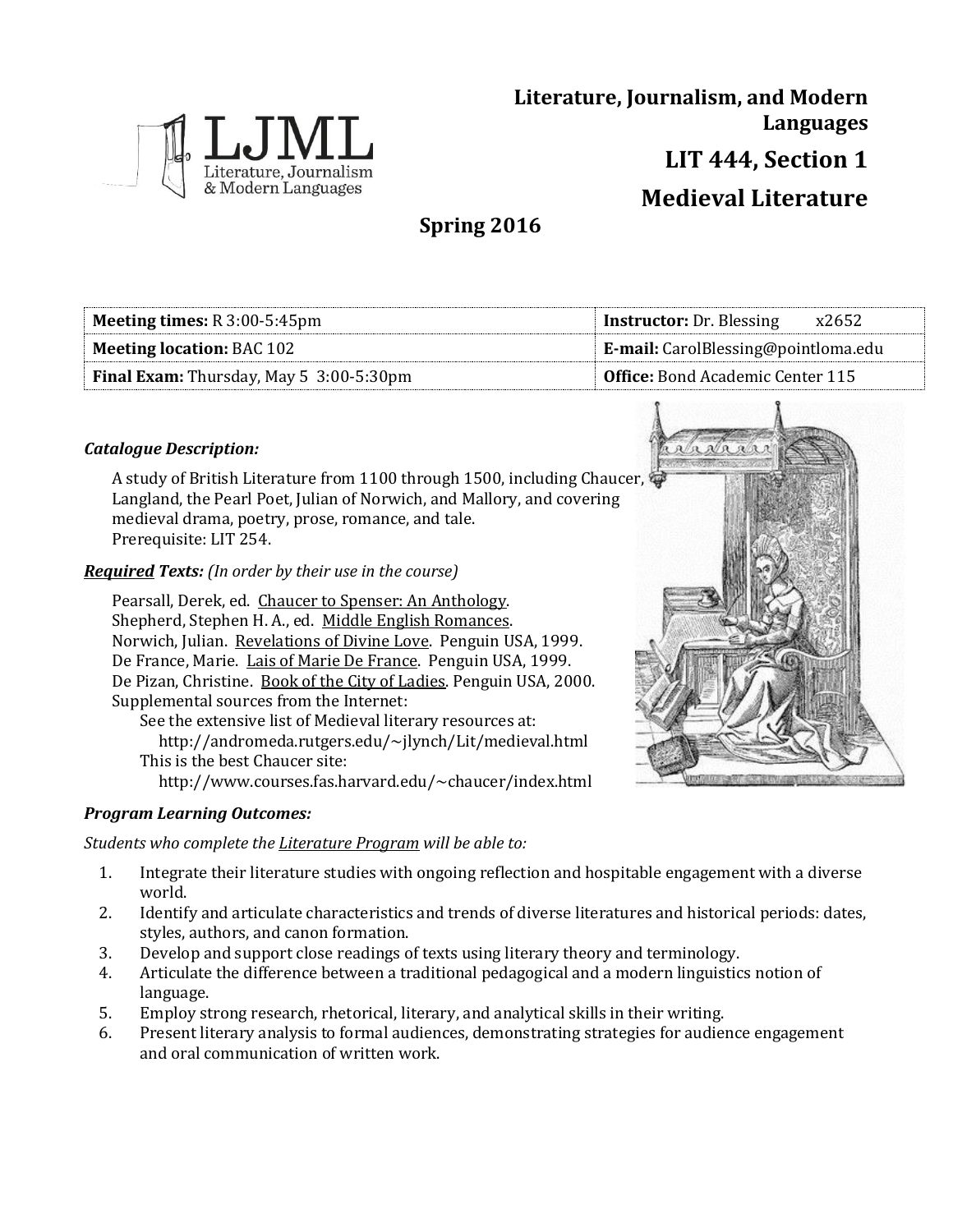# Literature, Journalism, and Modern Languages

## LIT 444, Section 1

## Medieval Literature

**Spring 2016**

| **Meeting times:** R 3:00-5:45pm | **Instructor:** Dr. Blessing x2652 |
|---|---|
| **Meeting location:** BAC 102 | **E-mail:** CarolBlessing@pointloma.edu |
| **Final Exam:** Thursday, May 5 3:00-5:30pm | **Office:** Bond Academic Center 115 |

***Catalogue Description:***

A study of British Literature from 1100 through 1500, including Chaucer, Langland, the Pearl Poet, Julian of Norwich, and Mallory, and covering medieval drama, poetry, prose, romance, and tale.
Prerequisite: LIT 254.

***Required Texts:*** *(In order by their use in the course)*

Pearsall, Derek, ed. Chaucer to Spenser: An Anthology.
Shepherd, Stephen H. A., ed. Middle English Romances.
Norwich, Julian. Revelations of Divine Love. Penguin USA, 1999.
De France, Marie. Lais of Marie De France. Penguin USA, 1999.
De Pizan, Christine. Book of the City of Ladies. Penguin USA, 2000.
Supplemental sources from the Internet:
See the extensive list of Medieval literary resources at:
http://andromeda.rutgers.edu/~jlynch/Lit/medieval.html
This is the best Chaucer site:
http://www.courses.fas.harvard.edu/~chaucer/index.html

***Program Learning Outcomes:***

*Students who complete the Literature Program will be able to:*

1. Integrate their literature studies with ongoing reflection and hospitable engagement with a diverse world.
2. Identify and articulate characteristics and trends of diverse literatures and historical periods: dates, styles, authors, and canon formation.
3. Develop and support close readings of texts using literary theory and terminology.
4. Articulate the difference between a traditional pedagogical and a modern linguistics notion of language.
5. Employ strong research, rhetorical, literary, and analytical skills in their writing.
6. Present literary analysis to formal audiences, demonstrating strategies for audience engagement and oral communication of written work.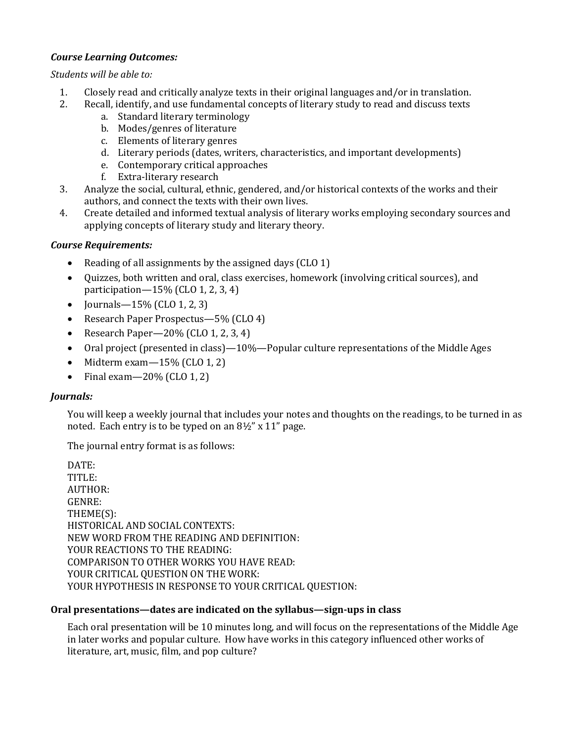***Course Learning Outcomes:***

*Students will be able to:*

1. Closely read and critically analyze texts in their original languages and/or in translation.
2. Recall, identify, and use fundamental concepts of literary study to read and discuss texts
    a. Standard literary terminology
    b. Modes/genres of literature
    c. Elements of literary genres
    d. Literary periods (dates, writers, characteristics, and important developments)
    e. Contemporary critical approaches
    f. Extra-literary research
3. Analyze the social, cultural, ethnic, gendered, and/or historical contexts of the works and their authors, and connect the texts with their own lives.
4. Create detailed and informed textual analysis of literary works employing secondary sources and applying concepts of literary study and literary theory.

***Course Requirements:***

- Reading of all assignments by the assigned days (CLO 1)
- Quizzes, both written and oral, class exercises, homework (involving critical sources), and participation—15% (CLO 1, 2, 3, 4)
- Journals—15% (CLO 1, 2, 3)
- Research Paper Prospectus—5% (CLO 4)
- Research Paper—20% (CLO 1, 2, 3, 4)
- Oral project (presented in class)—10%—Popular culture representations of the Middle Ages
- Midterm exam—15% (CLO 1, 2)
- Final exam—20% (CLO 1, 2)

***Journals:***

You will keep a weekly journal that includes your notes and thoughts on the readings, to be turned in as noted. Each entry is to be typed on an 8½" x 11" page.

The journal entry format is as follows:

DATE:
TITLE:
AUTHOR:
GENRE:
THEME(S):
HISTORICAL AND SOCIAL CONTEXTS:
NEW WORD FROM THE READING AND DEFINITION:
YOUR REACTIONS TO THE READING:
COMPARISON TO OTHER WORKS YOU HAVE READ:
YOUR CRITICAL QUESTION ON THE WORK:
YOUR HYPOTHESIS IN RESPONSE TO YOUR CRITICAL QUESTION:

**Oral presentations—dates are indicated on the syllabus—sign-ups in class**

Each oral presentation will be 10 minutes long, and will focus on the representations of the Middle Age in later works and popular culture. How have works in this category influenced other works of literature, art, music, film, and pop culture?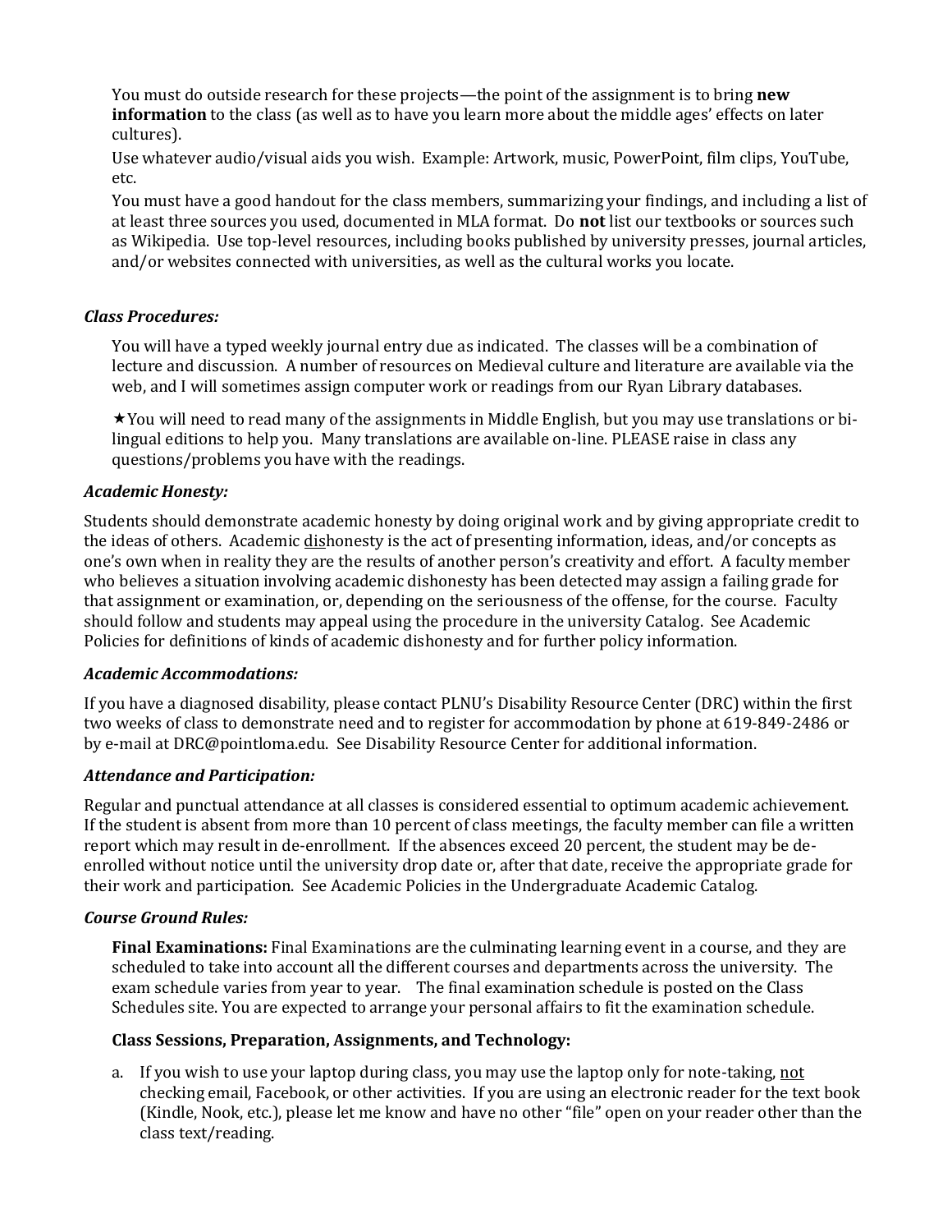You must do outside research for these projects—the point of the assignment is to bring **new information** to the class (as well as to have you learn more about the middle ages' effects on later cultures).

Use whatever audio/visual aids you wish. Example: Artwork, music, PowerPoint, film clips, YouTube, etc.

You must have a good handout for the class members, summarizing your findings, and including a list of at least three sources you used, documented in MLA format. Do **not** list our textbooks or sources such as Wikipedia. Use top-level resources, including books published by university presses, journal articles, and/or websites connected with universities, as well as the cultural works you locate.

***Class Procedures:***

You will have a typed weekly journal entry due as indicated. The classes will be a combination of lecture and discussion. A number of resources on Medieval culture and literature are available via the web, and I will sometimes assign computer work or readings from our Ryan Library databases.

★You will need to read many of the assignments in Middle English, but you may use translations or bi-lingual editions to help you. Many translations are available on-line. PLEASE raise in class any questions/problems you have with the readings.

***Academic Honesty:***

Students should demonstrate academic honesty by doing original work and by giving appropriate credit to the ideas of others. Academic <u>dis</u>honesty is the act of presenting information, ideas, and/or concepts as one's own when in reality they are the results of another person's creativity and effort. A faculty member who believes a situation involving academic dishonesty has been detected may assign a failing grade for that assignment or examination, or, depending on the seriousness of the offense, for the course. Faculty should follow and students may appeal using the procedure in the university Catalog. See Academic Policies for definitions of kinds of academic dishonesty and for further policy information.

***Academic Accommodations:***

If you have a diagnosed disability, please contact PLNU's Disability Resource Center (DRC) within the first two weeks of class to demonstrate need and to register for accommodation by phone at 619-849-2486 or by e-mail at DRC@pointloma.edu. See Disability Resource Center for additional information.

***Attendance and Participation:***

Regular and punctual attendance at all classes is considered essential to optimum academic achievement. If the student is absent from more than 10 percent of class meetings, the faculty member can file a written report which may result in de-enrollment. If the absences exceed 20 percent, the student may be de-enrolled without notice until the university drop date or, after that date, receive the appropriate grade for their work and participation. See Academic Policies in the Undergraduate Academic Catalog.

***Course Ground Rules:***

**Final Examinations:** Final Examinations are the culminating learning event in a course, and they are scheduled to take into account all the different courses and departments across the university. The exam schedule varies from year to year. The final examination schedule is posted on the Class Schedules site. You are expected to arrange your personal affairs to fit the examination schedule.

**Class Sessions, Preparation, Assignments, and Technology:**

a. If you wish to use your laptop during class, you may use the laptop only for note-taking, <u>not</u> checking email, Facebook, or other activities. If you are using an electronic reader for the text book (Kindle, Nook, etc.), please let me know and have no other "file" open on your reader other than the class text/reading.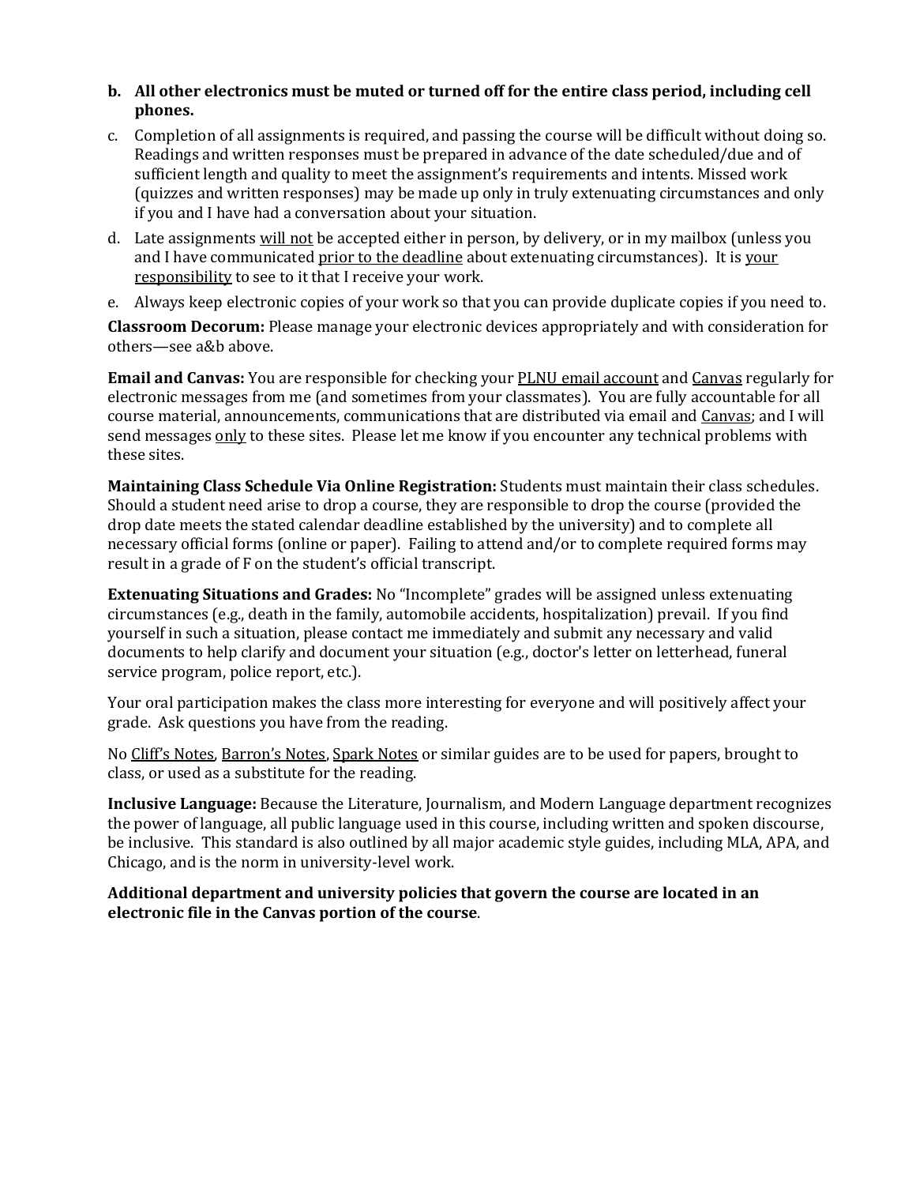b. **All other electronics must be muted or turned off for the entire class period, including cell phones.**

c. Completion of all assignments is required, and passing the course will be difficult without doing so. Readings and written responses must be prepared in advance of the date scheduled/due and of sufficient length and quality to meet the assignment's requirements and intents. Missed work (quizzes and written responses) may be made up only in truly extenuating circumstances and only if you and I have had a conversation about your situation.

d. Late assignments <u>will not</u> be accepted either in person, by delivery, or in my mailbox (unless you and I have communicated <u>prior to the deadline</u> about extenuating circumstances). It is <u>your responsibility</u> to see to it that I receive your work.

e. Always keep electronic copies of your work so that you can provide duplicate copies if you need to.

**Classroom Decorum:** Please manage your electronic devices appropriately and with consideration for others—see a&b above.

**Email and Canvas:** You are responsible for checking your <u>PLNU email account</u> and <u>Canvas</u> regularly for electronic messages from me (and sometimes from your classmates). You are fully accountable for all course material, announcements, communications that are distributed via email and <u>Canvas</u>; and I will send messages <u>only</u> to these sites. Please let me know if you encounter any technical problems with these sites.

**Maintaining Class Schedule Via Online Registration:** Students must maintain their class schedules. Should a student need arise to drop a course, they are responsible to drop the course (provided the drop date meets the stated calendar deadline established by the university) and to complete all necessary official forms (online or paper). Failing to attend and/or to complete required forms may result in a grade of F on the student's official transcript.

**Extenuating Situations and Grades:** No "Incomplete" grades will be assigned unless extenuating circumstances (e.g., death in the family, automobile accidents, hospitalization) prevail. If you find yourself in such a situation, please contact me immediately and submit any necessary and valid documents to help clarify and document your situation (e.g., doctor's letter on letterhead, funeral service program, police report, etc.).

Your oral participation makes the class more interesting for everyone and will positively affect your grade. Ask questions you have from the reading.

No <u>Cliff's Notes</u>, <u>Barron's Notes</u>, <u>Spark Notes</u> or similar guides are to be used for papers, brought to class, or used as a substitute for the reading.

**Inclusive Language:** Because the Literature, Journalism, and Modern Language department recognizes the power of language, all public language used in this course, including written and spoken discourse, be inclusive. This standard is also outlined by all major academic style guides, including MLA, APA, and Chicago, and is the norm in university-level work.

**Additional department and university policies that govern the course are located in an electronic file in the Canvas portion of the course**.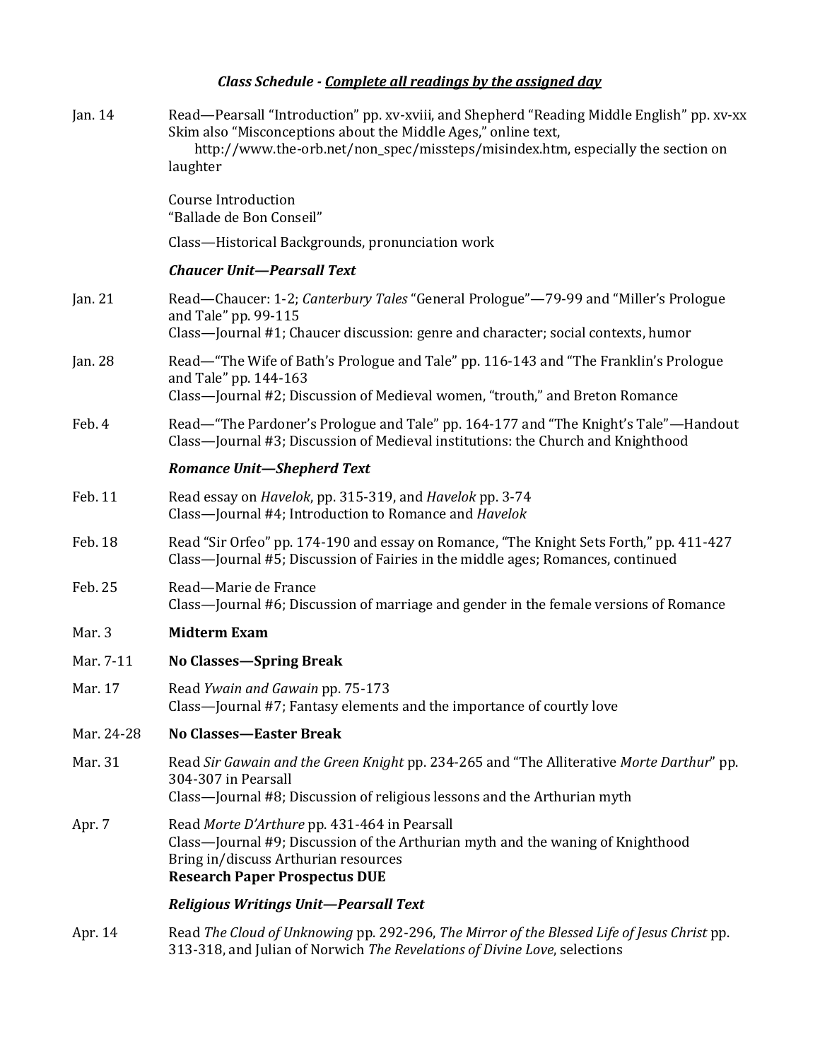### *Class Schedule - Complete all readings by the assigned day*

**Jan. 14**

Read—Pearsall "Introduction" pp. xv-xviii, and Shepherd "Reading Middle English" pp. xv-xx
Skim also "Misconceptions about the Middle Ages," online text, http://www.the-orb.net/non_spec/missteps/misindex.htm, especially the section on laughter

Course Introduction
"Ballade de Bon Conseil"

Class—Historical Backgrounds, pronunciation work

***Chaucer Unit—Pearsall Text***

**Jan. 21**

Read—Chaucer: 1-2; *Canterbury Tales* "General Prologue"—79-99 and "Miller's Prologue and Tale" pp. 99-115
Class—Journal #1; Chaucer discussion: genre and character; social contexts, humor

**Jan. 28**

Read—"The Wife of Bath's Prologue and Tale" pp. 116-143 and "The Franklin's Prologue and Tale" pp. 144-163
Class—Journal #2; Discussion of Medieval women, "trouth," and Breton Romance

**Feb. 4**

Read—"The Pardoner's Prologue and Tale" pp. 164-177 and "The Knight's Tale"—Handout
Class—Journal #3; Discussion of Medieval institutions: the Church and Knighthood

***Romance Unit—Shepherd Text***

**Feb. 11**

Read essay on *Havelok*, pp. 315-319, and *Havelok* pp. 3-74
Class—Journal #4; Introduction to Romance and *Havelok*

**Feb. 18**

Read "Sir Orfeo" pp. 174-190 and essay on Romance, "The Knight Sets Forth," pp. 411-427
Class—Journal #5; Discussion of Fairies in the middle ages; Romances, continued

**Feb. 25**

Read—Marie de France
Class—Journal #6; Discussion of marriage and gender in the female versions of Romance

**Mar. 3**

**Midterm Exam**

**Mar. 7-11**

**No Classes—Spring Break**

**Mar. 17**

Read *Ywain and Gawain* pp. 75-173
Class—Journal #7; Fantasy elements and the importance of courtly love

**Mar. 24-28**

**No Classes—Easter Break**

**Mar. 31**

Read *Sir Gawain and the Green Knight* pp. 234-265 and "The Alliterative *Morte Darthur*" pp. 304-307 in Pearsall
Class—Journal #8; Discussion of religious lessons and the Arthurian myth

**Apr. 7**

Read *Morte D'Arthure* pp. 431-464 in Pearsall
Class—Journal #9; Discussion of the Arthurian myth and the waning of Knighthood
Bring in/discuss Arthurian resources
**Research Paper Prospectus DUE**

***Religious Writings Unit—Pearsall Text***

**Apr. 14**

Read *The Cloud of Unknowing* pp. 292-296, *The Mirror of the Blessed Life of Jesus Christ* pp. 313-318, and Julian of Norwich *The Revelations of Divine Love*, selections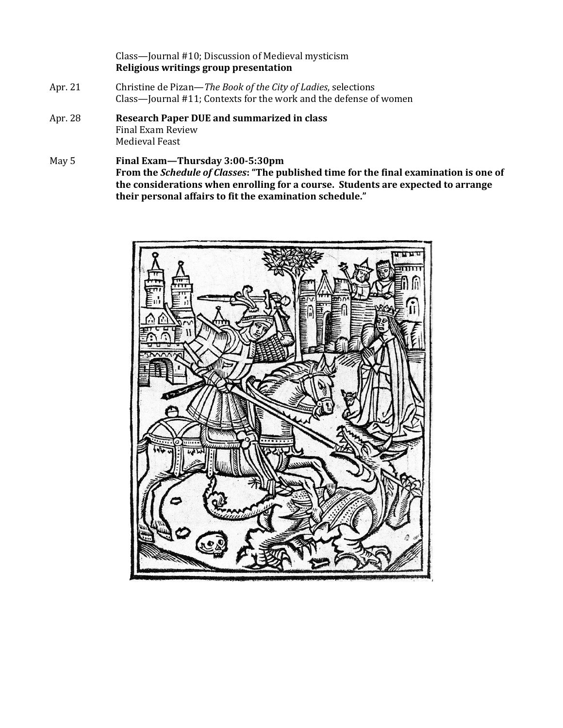Class—Journal #10; Discussion of Medieval mysticism
**Religious writings group presentation**

Apr. 21 Christine de Pizan—*The Book of the City of Ladies*, selections
Class—Journal #11; Contexts for the work and the defense of women

Apr. 28 **Research Paper DUE and summarized in class**
Final Exam Review
Medieval Feast

May 5 **Final Exam—Thursday 3:00-5:30pm**
**From the *Schedule of Classes*: "The published time for the final examination is one of the considerations when enrolling for a course. Students are expected to arrange their personal affairs to fit the examination schedule."**